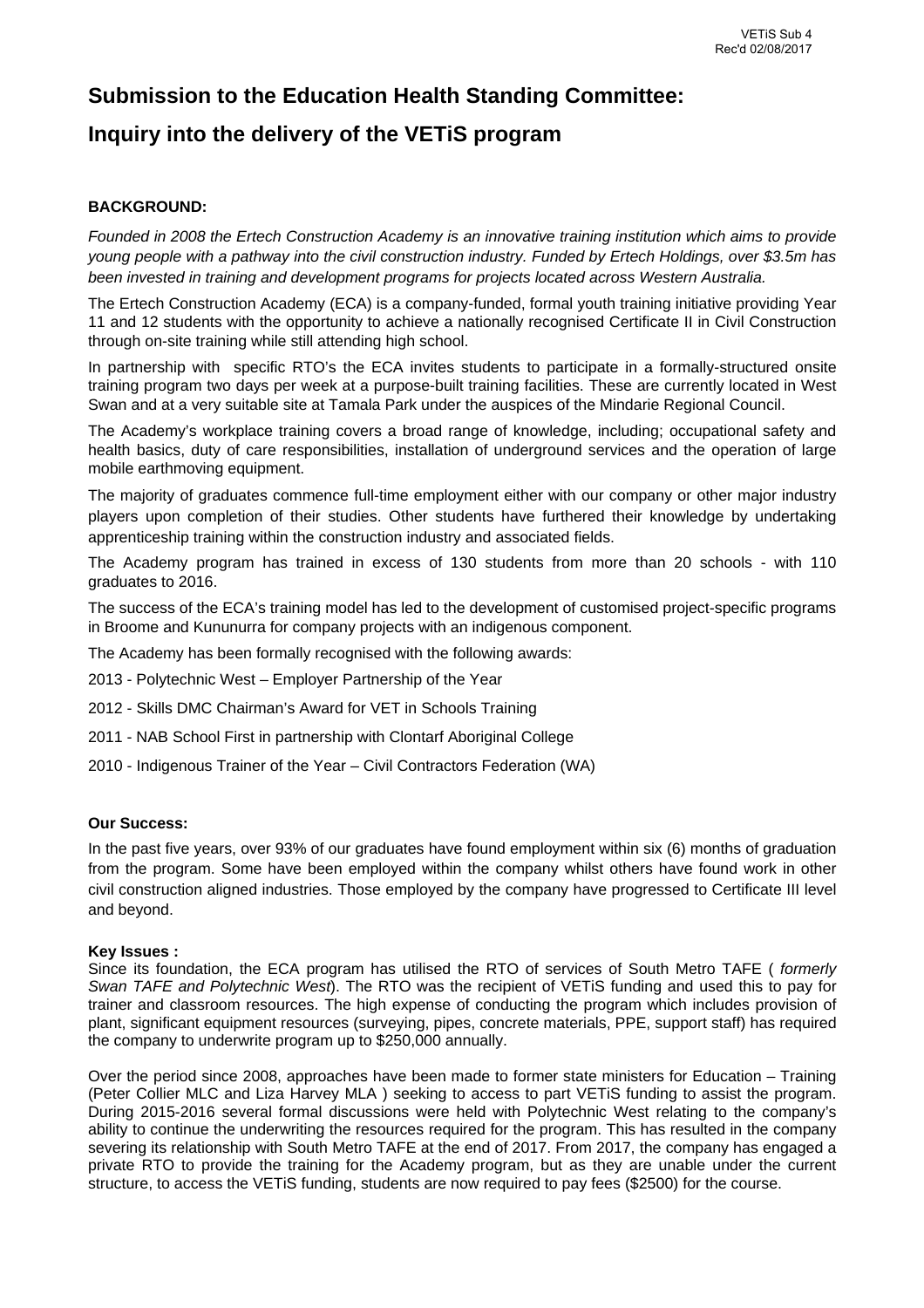VETiS Sub 4
Rec'd 02/08/2017

# Submission to the Education Health Standing Committee:

# Inquiry into the delivery of the VETiS program

**BACKGROUND:**

*Founded in 2008 the Ertech Construction Academy is an innovative training institution which aims to provide young people with a pathway into the civil construction industry. Funded by Ertech Holdings, over $3.5m has been invested in training and development programs for projects located across Western Australia.*

The Ertech Construction Academy (ECA) is a company-funded, formal youth training initiative providing Year 11 and 12 students with the opportunity to achieve a nationally recognised Certificate II in Civil Construction through on-site training while still attending high school.

In partnership with specific RTO's the ECA invites students to participate in a formally-structured onsite training program two days per week at a purpose-built training facilities. These are currently located in West Swan and at a very suitable site at Tamala Park under the auspices of the Mindarie Regional Council.

The Academy's workplace training covers a broad range of knowledge, including; occupational safety and health basics, duty of care responsibilities, installation of underground services and the operation of large mobile earthmoving equipment.

The majority of graduates commence full-time employment either with our company or other major industry players upon completion of their studies. Other students have furthered their knowledge by undertaking apprenticeship training within the construction industry and associated fields.

The Academy program has trained in excess of 130 students from more than 20 schools - with 110 graduates to 2016.

The success of the ECA's training model has led to the development of customised project-specific programs in Broome and Kununurra for company projects with an indigenous component.

The Academy has been formally recognised with the following awards:

2013 - Polytechnic West – Employer Partnership of the Year

2012 - Skills DMC Chairman's Award for VET in Schools Training

2011 - NAB School First in partnership with Clontarf Aboriginal College

2010 - Indigenous Trainer of the Year – Civil Contractors Federation (WA)

**Our Success:**

In the past five years, over 93% of our graduates have found employment within six (6) months of graduation from the program. Some have been employed within the company whilst others have found work in other civil construction aligned industries. Those employed by the company have progressed to Certificate III level and beyond.

**Key Issues :**

Since its foundation, the ECA program has utilised the RTO of services of South Metro TAFE ( *formerly Swan TAFE and Polytechnic West*). The RTO was the recipient of VETiS funding and used this to pay for trainer and classroom resources. The high expense of conducting the program which includes provision of plant, significant equipment resources (surveying, pipes, concrete materials, PPE, support staff) has required the company to underwrite program up to $250,000 annually.

Over the period since 2008, approaches have been made to former state ministers for Education – Training (Peter Collier MLC and Liza Harvey MLA ) seeking to access to part VETiS funding to assist the program. During 2015-2016 several formal discussions were held with Polytechnic West relating to the company's ability to continue the underwriting the resources required for the program. This has resulted in the company severing its relationship with South Metro TAFE at the end of 2017. From 2017, the company has engaged a private RTO to provide the training for the Academy program, but as they are unable under the current structure, to access the VETiS funding, students are now required to pay fees ($2500) for the course.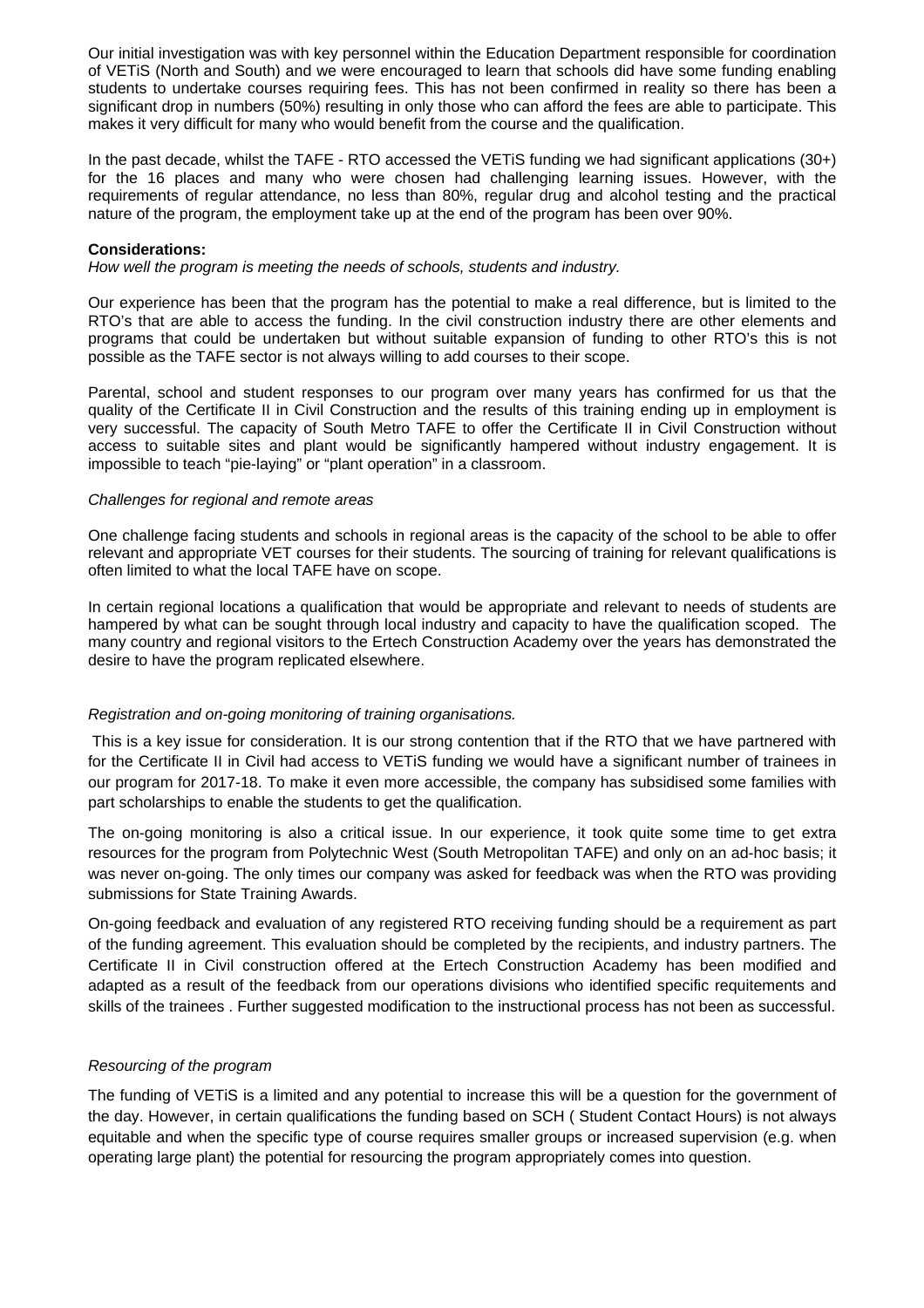Our initial investigation was with key personnel within the Education Department responsible for coordination of VETiS (North and South) and we were encouraged to learn that schools did have some funding enabling students to undertake courses requiring fees. This has not been confirmed in reality so there has been a significant drop in numbers (50%) resulting in only those who can afford the fees are able to participate. This makes it very difficult for many who would benefit from the course and the qualification.

In the past decade, whilst the TAFE - RTO accessed the VETiS funding we had significant applications (30+) for the 16 places and many who were chosen had challenging learning issues. However, with the requirements of regular attendance, no less than 80%, regular drug and alcohol testing and the practical nature of the program, the employment take up at the end of the program has been over 90%.

**Considerations:**

*How well the program is meeting the needs of schools, students and industry.*

Our experience has been that the program has the potential to make a real difference, but is limited to the RTO's that are able to access the funding. In the civil construction industry there are other elements and programs that could be undertaken but without suitable expansion of funding to other RTO's this is not possible as the TAFE sector is not always willing to add courses to their scope.

Parental, school and student responses to our program over many years has confirmed for us that the quality of the Certificate II in Civil Construction and the results of this training ending up in employment is very successful. The capacity of South Metro TAFE to offer the Certificate II in Civil Construction without access to suitable sites and plant would be significantly hampered without industry engagement. It is impossible to teach "pie-laying" or "plant operation" in a classroom.

*Challenges for regional and remote areas*

One challenge facing students and schools in regional areas is the capacity of the school to be able to offer relevant and appropriate VET courses for their students. The sourcing of training for relevant qualifications is often limited to what the local TAFE have on scope.

In certain regional locations a qualification that would be appropriate and relevant to needs of students are hampered by what can be sought through local industry and capacity to have the qualification scoped. The many country and regional visitors to the Ertech Construction Academy over the years has demonstrated the desire to have the program replicated elsewhere.

*Registration and on-going monitoring of training organisations.*

This is a key issue for consideration. It is our strong contention that if the RTO that we have partnered with for the Certificate II in Civil had access to VETiS funding we would have a significant number of trainees in our program for 2017-18. To make it even more accessible, the company has subsidised some families with part scholarships to enable the students to get the qualification.

The on-going monitoring is also a critical issue. In our experience, it took quite some time to get extra resources for the program from Polytechnic West (South Metropolitan TAFE) and only on an ad-hoc basis; it was never on-going. The only times our company was asked for feedback was when the RTO was providing submissions for State Training Awards.

On-going feedback and evaluation of any registered RTO receiving funding should be a requirement as part of the funding agreement. This evaluation should be completed by the recipients, and industry partners. The Certificate II in Civil construction offered at the Ertech Construction Academy has been modified and adapted as a result of the feedback from our operations divisions who identified specific requitements and skills of the trainees . Further suggested modification to the instructional process has not been as successful.

*Resourcing of the program*

The funding of VETiS is a limited and any potential to increase this will be a question for the government of the day. However, in certain qualifications the funding based on SCH ( Student Contact Hours) is not always equitable and when the specific type of course requires smaller groups or increased supervision (e.g. when operating large plant) the potential for resourcing the program appropriately comes into question.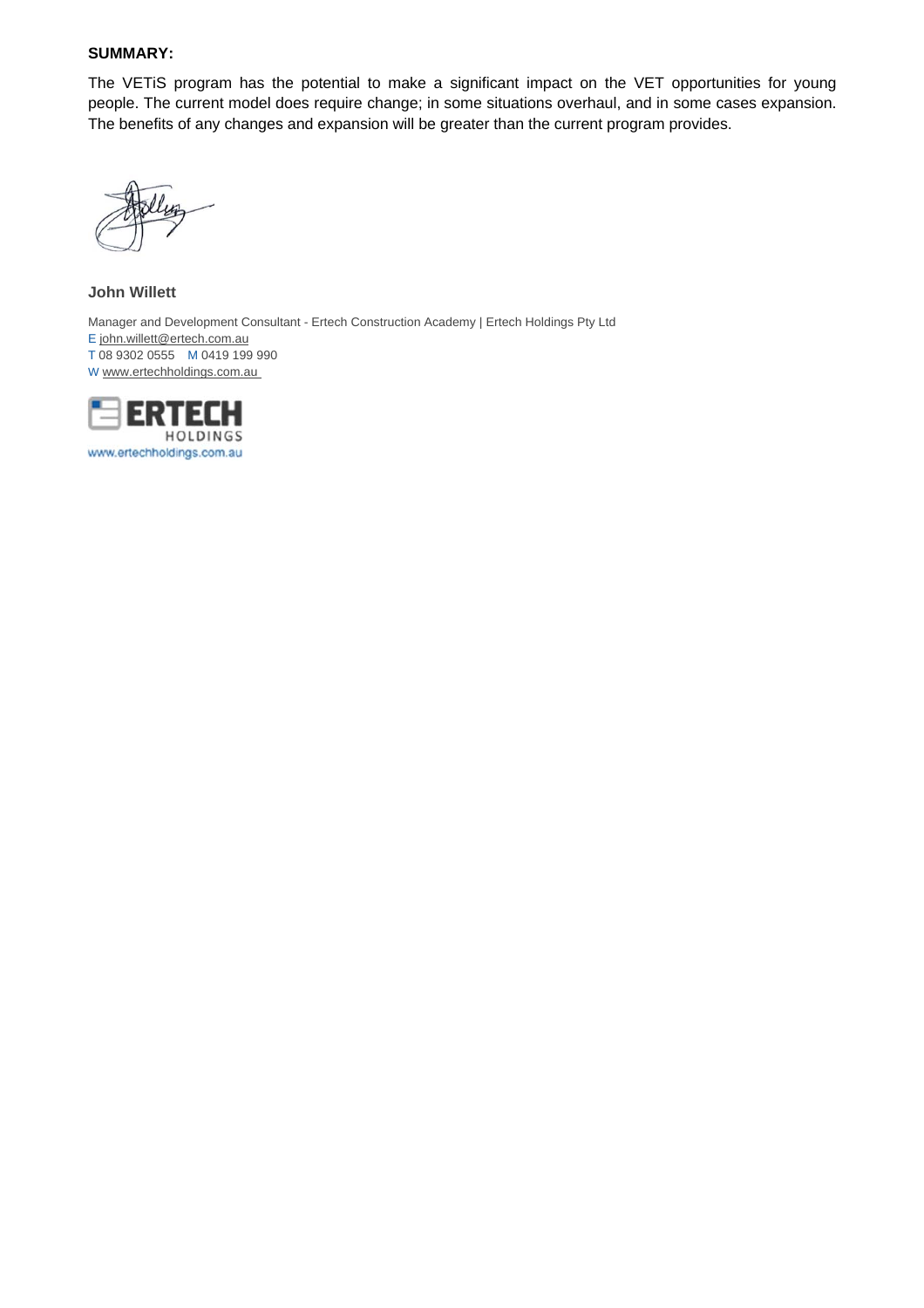**SUMMARY:**

The VETiS program has the potential to make a significant impact on the VET opportunities for young people. The current model does require change; in some situations overhaul, and in some cases expansion. The benefits of any changes and expansion will be greater than the current program provides.

**John Willett**

Manager and Development Consultant - Ertech Construction Academy | Ertech Holdings Pty Ltd
E john.willett@ertech.com.au
T 08 9302 0555 M 0419 199 990
W www.ertechholdings.com.au

ERTECH HOLDINGS
www.ertechholdings.com.au